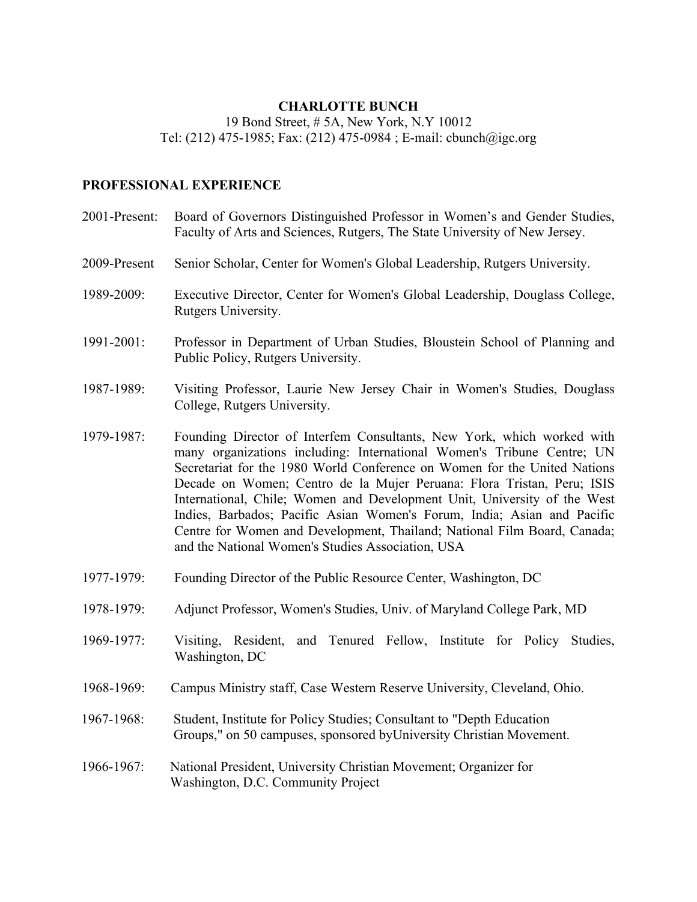# CHARLOTTE BUNCH

19 Bond Street, # 5A, New York, N.Y 10012
Tel: (212) 475-1985; Fax: (212) 475-0984 ; E-mail: cbunch@igc.org

## PROFESSIONAL EXPERIENCE

2001-Present: Board of Governors Distinguished Professor in Women's and Gender Studies, Faculty of Arts and Sciences, Rutgers, The State University of New Jersey.

2009-Present Senior Scholar, Center for Women's Global Leadership, Rutgers University.

1989-2009: Executive Director, Center for Women's Global Leadership, Douglass College, Rutgers University.

1991-2001: Professor in Department of Urban Studies, Bloustein School of Planning and Public Policy, Rutgers University.

1987-1989: Visiting Professor, Laurie New Jersey Chair in Women's Studies, Douglass College, Rutgers University.

1979-1987: Founding Director of Interfem Consultants, New York, which worked with many organizations including: International Women's Tribune Centre; UN Secretariat for the 1980 World Conference on Women for the United Nations Decade on Women; Centro de la Mujer Peruana: Flora Tristan, Peru; ISIS International, Chile; Women and Development Unit, University of the West Indies, Barbados; Pacific Asian Women's Forum, India; Asian and Pacific Centre for Women and Development, Thailand; National Film Board, Canada; and the National Women's Studies Association, USA

1977-1979: Founding Director of the Public Resource Center, Washington, DC

1978-1979: Adjunct Professor, Women's Studies, Univ. of Maryland College Park, MD

1969-1977: Visiting, Resident, and Tenured Fellow, Institute for Policy Studies, Washington, DC

1968-1969: Campus Ministry staff, Case Western Reserve University, Cleveland, Ohio.

1967-1968: Student, Institute for Policy Studies; Consultant to "Depth Education Groups," on 50 campuses, sponsored byUniversity Christian Movement.

1966-1967: National President, University Christian Movement; Organizer for Washington, D.C. Community Project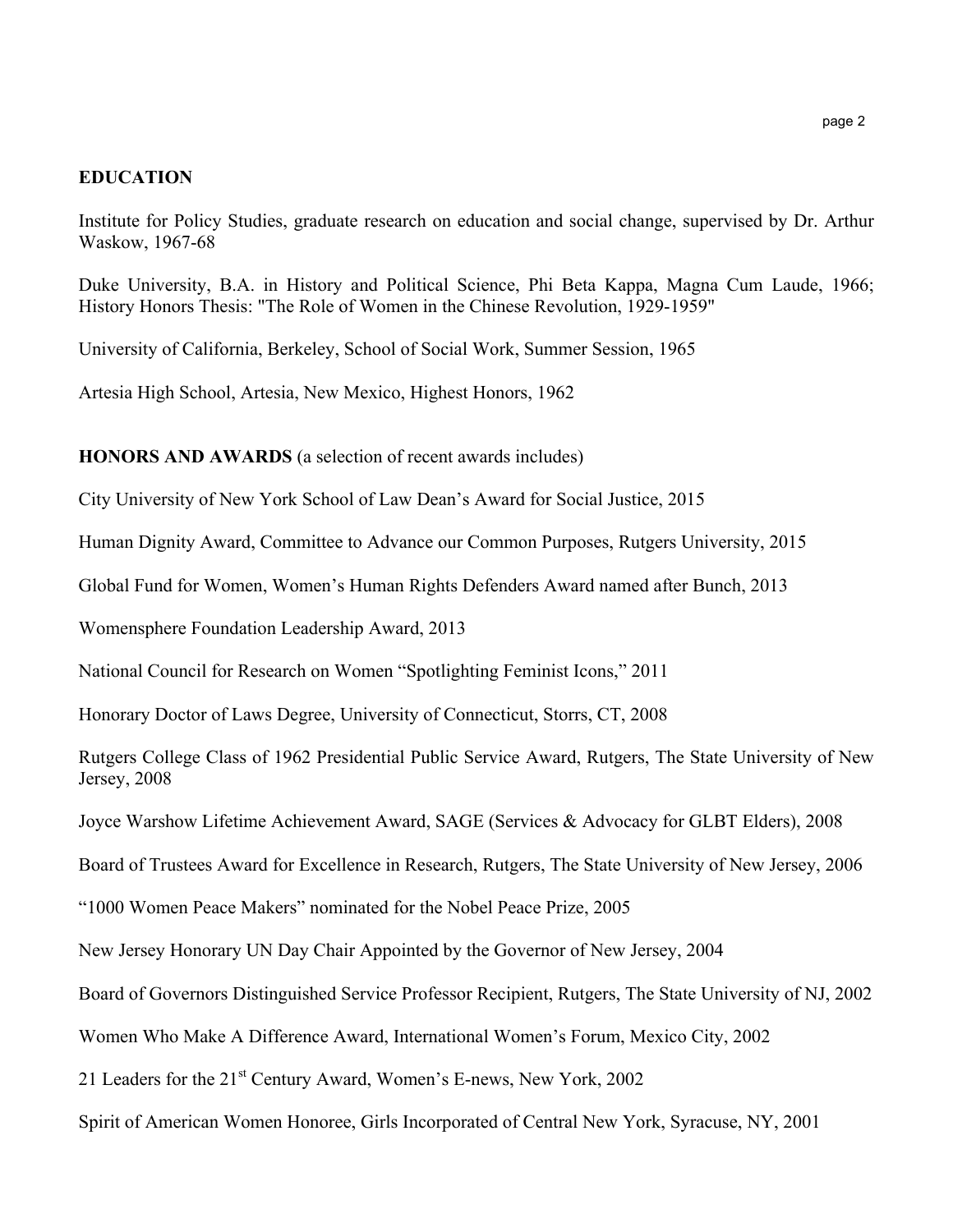## EDUCATION

Institute for Policy Studies, graduate research on education and social change, supervised by Dr. Arthur Waskow, 1967-68

Duke University, B.A. in History and Political Science, Phi Beta Kappa, Magna Cum Laude, 1966; History Honors Thesis: "The Role of Women in the Chinese Revolution, 1929-1959"

University of California, Berkeley, School of Social Work, Summer Session, 1965

Artesia High School, Artesia, New Mexico, Highest Honors, 1962

## HONORS AND AWARDS (a selection of recent awards includes)

City University of New York School of Law Dean's Award for Social Justice, 2015

Human Dignity Award, Committee to Advance our Common Purposes, Rutgers University, 2015

Global Fund for Women, Women's Human Rights Defenders Award named after Bunch, 2013

Womensphere Foundation Leadership Award, 2013

National Council for Research on Women "Spotlighting Feminist Icons," 2011

Honorary Doctor of Laws Degree, University of Connecticut, Storrs, CT, 2008

Rutgers College Class of 1962 Presidential Public Service Award, Rutgers, The State University of New Jersey, 2008

Joyce Warshow Lifetime Achievement Award, SAGE (Services & Advocacy for GLBT Elders), 2008

Board of Trustees Award for Excellence in Research, Rutgers, The State University of New Jersey, 2006

"1000 Women Peace Makers" nominated for the Nobel Peace Prize, 2005

New Jersey Honorary UN Day Chair Appointed by the Governor of New Jersey, 2004

Board of Governors Distinguished Service Professor Recipient, Rutgers, The State University of NJ, 2002

Women Who Make A Difference Award, International Women's Forum, Mexico City, 2002

21 Leaders for the 21st Century Award, Women's E-news, New York, 2002

Spirit of American Women Honoree, Girls Incorporated of Central New York, Syracuse, NY, 2001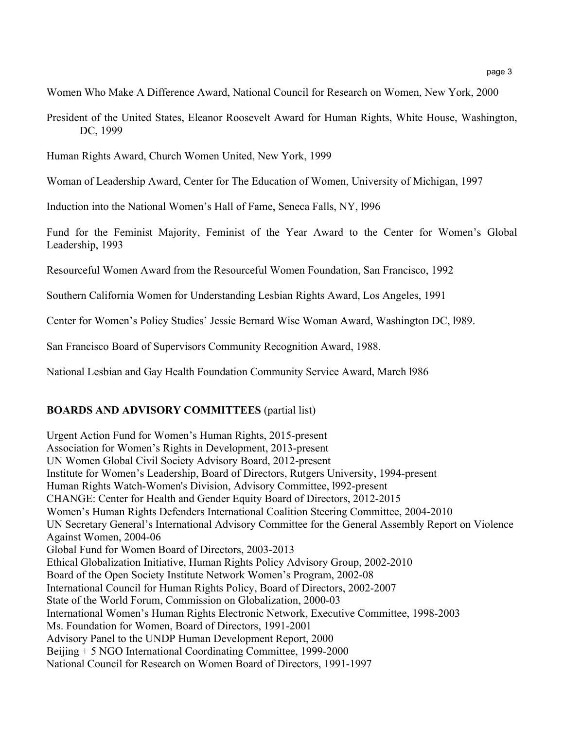Women Who Make A Difference Award, National Council for Research on Women, New York, 2000

President of the United States, Eleanor Roosevelt Award for Human Rights, White House, Washington, DC, 1999

Human Rights Award, Church Women United, New York, 1999

Woman of Leadership Award, Center for The Education of Women, University of Michigan, 1997

Induction into the National Women's Hall of Fame, Seneca Falls, NY, l996

Fund for the Feminist Majority, Feminist of the Year Award to the Center for Women's Global Leadership, 1993

Resourceful Women Award from the Resourceful Women Foundation, San Francisco, 1992

Southern California Women for Understanding Lesbian Rights Award, Los Angeles, 1991

Center for Women's Policy Studies' Jessie Bernard Wise Woman Award, Washington DC, l989.

San Francisco Board of Supervisors Community Recognition Award, 1988.

National Lesbian and Gay Health Foundation Community Service Award, March l986

**BOARDS AND ADVISORY COMMITTEES** (partial list)

Urgent Action Fund for Women's Human Rights, 2015-present
Association for Women's Rights in Development, 2013-present
UN Women Global Civil Society Advisory Board, 2012-present
Institute for Women's Leadership, Board of Directors, Rutgers University, 1994-present
Human Rights Watch-Women's Division, Advisory Committee, l992-present
CHANGE: Center for Health and Gender Equity Board of Directors, 2012-2015
Women's Human Rights Defenders International Coalition Steering Committee, 2004-2010
UN Secretary General's International Advisory Committee for the General Assembly Report on Violence Against Women, 2004-06
Global Fund for Women Board of Directors, 2003-2013
Ethical Globalization Initiative, Human Rights Policy Advisory Group, 2002-2010
Board of the Open Society Institute Network Women's Program, 2002-08
International Council for Human Rights Policy, Board of Directors, 2002-2007
State of the World Forum, Commission on Globalization, 2000-03
International Women's Human Rights Electronic Network, Executive Committee, 1998-2003
Ms. Foundation for Women, Board of Directors, 1991-2001
Advisory Panel to the UNDP Human Development Report, 2000
Beijing + 5 NGO International Coordinating Committee, 1999-2000
National Council for Research on Women Board of Directors, 1991-1997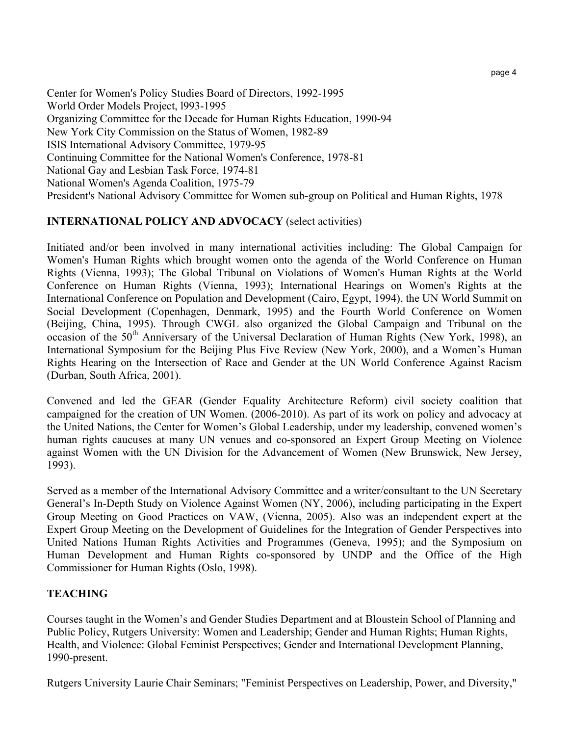Center for Women's Policy Studies Board of Directors, 1992-1995
World Order Models Project, l993-1995
Organizing Committee for the Decade for Human Rights Education, 1990-94
New York City Commission on the Status of Women, 1982-89
ISIS International Advisory Committee, 1979-95
Continuing Committee for the National Women's Conference, 1978-81
National Gay and Lesbian Task Force, 1974-81
National Women's Agenda Coalition, 1975-79
President's National Advisory Committee for Women sub-group on Political and Human Rights, 1978

**INTERNATIONAL POLICY AND ADVOCACY** (select activities)

Initiated and/or been involved in many international activities including: The Global Campaign for Women's Human Rights which brought women onto the agenda of the World Conference on Human Rights (Vienna, 1993); The Global Tribunal on Violations of Women's Human Rights at the World Conference on Human Rights (Vienna, 1993); International Hearings on Women's Rights at the International Conference on Population and Development (Cairo, Egypt, 1994), the UN World Summit on Social Development (Copenhagen, Denmark, 1995) and the Fourth World Conference on Women (Beijing, China, 1995). Through CWGL also organized the Global Campaign and Tribunal on the occasion of the 50th Anniversary of the Universal Declaration of Human Rights (New York, 1998), an International Symposium for the Beijing Plus Five Review (New York, 2000), and a Women's Human Rights Hearing on the Intersection of Race and Gender at the UN World Conference Against Racism (Durban, South Africa, 2001).

Convened and led the GEAR (Gender Equality Architecture Reform) civil society coalition that campaigned for the creation of UN Women. (2006-2010). As part of its work on policy and advocacy at the United Nations, the Center for Women's Global Leadership, under my leadership, convened women's human rights caucuses at many UN venues and co-sponsored an Expert Group Meeting on Violence against Women with the UN Division for the Advancement of Women (New Brunswick, New Jersey, 1993).

Served as a member of the International Advisory Committee and a writer/consultant to the UN Secretary General's In-Depth Study on Violence Against Women (NY, 2006), including participating in the Expert Group Meeting on Good Practices on VAW, (Vienna, 2005). Also was an independent expert at the Expert Group Meeting on the Development of Guidelines for the Integration of Gender Perspectives into United Nations Human Rights Activities and Programmes (Geneva, 1995); and the Symposium on Human Development and Human Rights co-sponsored by UNDP and the Office of the High Commissioner for Human Rights (Oslo, 1998).

**TEACHING**

Courses taught in the Women's and Gender Studies Department and at Bloustein School of Planning and Public Policy, Rutgers University: Women and Leadership; Gender and Human Rights; Human Rights, Health, and Violence: Global Feminist Perspectives; Gender and International Development Planning, 1990-present.

Rutgers University Laurie Chair Seminars; "Feminist Perspectives on Leadership, Power, and Diversity,"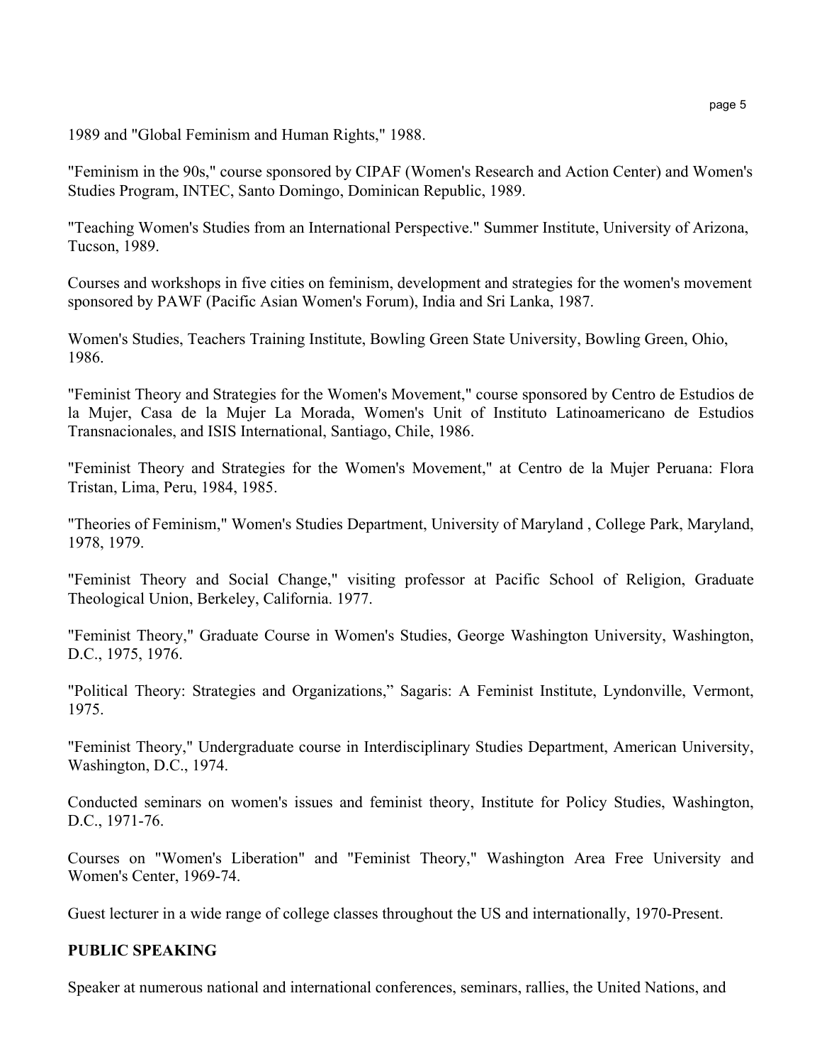1989 and "Global Feminism and Human Rights," 1988.

"Feminism in the 90s," course sponsored by CIPAF (Women's Research and Action Center) and Women's Studies Program, INTEC, Santo Domingo, Dominican Republic, 1989.

"Teaching Women's Studies from an International Perspective." Summer Institute, University of Arizona, Tucson, 1989.

Courses and workshops in five cities on feminism, development and strategies for the women's movement sponsored by PAWF (Pacific Asian Women's Forum), India and Sri Lanka, 1987.

Women's Studies, Teachers Training Institute, Bowling Green State University, Bowling Green, Ohio, 1986.

"Feminist Theory and Strategies for the Women's Movement," course sponsored by Centro de Estudios de la Mujer, Casa de la Mujer La Morada, Women's Unit of Instituto Latinoamericano de Estudios Transnacionales, and ISIS International, Santiago, Chile, 1986.

"Feminist Theory and Strategies for the Women's Movement," at Centro de la Mujer Peruana: Flora Tristan, Lima, Peru, 1984, 1985.

"Theories of Feminism," Women's Studies Department, University of Maryland , College Park, Maryland, 1978, 1979.

"Feminist Theory and Social Change," visiting professor at Pacific School of Religion, Graduate Theological Union, Berkeley, California. 1977.

"Feminist Theory," Graduate Course in Women's Studies, George Washington University, Washington, D.C., 1975, 1976.

"Political Theory: Strategies and Organizations," Sagaris: A Feminist Institute, Lyndonville, Vermont, 1975.

"Feminist Theory," Undergraduate course in Interdisciplinary Studies Department, American University, Washington, D.C., 1974.

Conducted seminars on women's issues and feminist theory, Institute for Policy Studies, Washington, D.C., 1971-76.

Courses on "Women's Liberation" and "Feminist Theory," Washington Area Free University and Women's Center, 1969-74.

Guest lecturer in a wide range of college classes throughout the US and internationally, 1970-Present.

**PUBLIC SPEAKING**

Speaker at numerous national and international conferences, seminars, rallies, the United Nations, and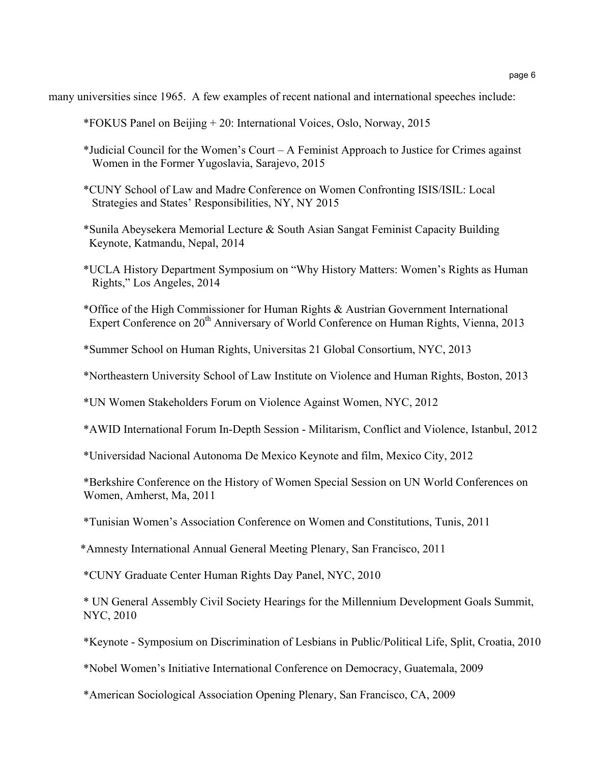many universities since 1965. A few examples of recent national and international speeches include:

*FOKUS Panel on Beijing + 20: International Voices, Oslo, Norway, 2015

*Judicial Council for the Women's Court – A Feminist Approach to Justice for Crimes against Women in the Former Yugoslavia, Sarajevo, 2015

*CUNY School of Law and Madre Conference on Women Confronting ISIS/ISIL: Local Strategies and States' Responsibilities, NY, NY 2015

*Sunila Abeysekera Memorial Lecture & South Asian Sangat Feminist Capacity Building Keynote, Katmandu, Nepal, 2014

*UCLA History Department Symposium on "Why History Matters: Women's Rights as Human Rights," Los Angeles, 2014

*Office of the High Commissioner for Human Rights & Austrian Government International Expert Conference on 20th Anniversary of World Conference on Human Rights, Vienna, 2013

*Summer School on Human Rights, Universitas 21 Global Consortium, NYC, 2013

*Northeastern University School of Law Institute on Violence and Human Rights, Boston, 2013

*UN Women Stakeholders Forum on Violence Against Women, NYC, 2012

*AWID International Forum In-Depth Session - Militarism, Conflict and Violence, Istanbul, 2012

*Universidad Nacional Autonoma De Mexico Keynote and film, Mexico City, 2012

*Berkshire Conference on the History of Women Special Session on UN World Conferences on Women, Amherst, Ma, 2011

*Tunisian Women's Association Conference on Women and Constitutions, Tunis, 2011

*Amnesty International Annual General Meeting Plenary, San Francisco, 2011

*CUNY Graduate Center Human Rights Day Panel, NYC, 2010

* UN General Assembly Civil Society Hearings for the Millennium Development Goals Summit, NYC, 2010

*Keynote - Symposium on Discrimination of Lesbians in Public/Political Life, Split, Croatia, 2010

*Nobel Women's Initiative International Conference on Democracy, Guatemala, 2009

*American Sociological Association Opening Plenary, San Francisco, CA, 2009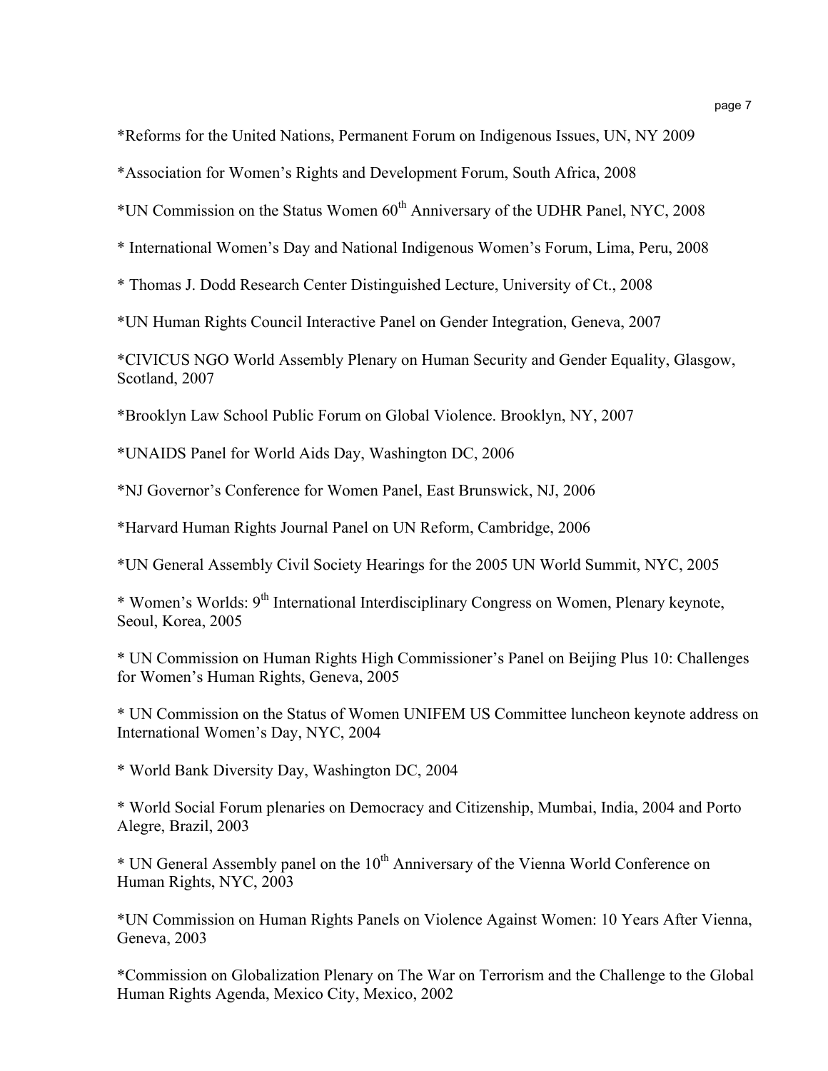*Reforms for the United Nations, Permanent Forum on Indigenous Issues, UN, NY 2009

*Association for Women's Rights and Development Forum, South Africa, 2008

*UN Commission on the Status Women 60th Anniversary of the UDHR Panel, NYC, 2008

* International Women's Day and National Indigenous Women's Forum, Lima, Peru, 2008

* Thomas J. Dodd Research Center Distinguished Lecture, University of Ct., 2008

*UN Human Rights Council Interactive Panel on Gender Integration, Geneva, 2007

*CIVICUS NGO World Assembly Plenary on Human Security and Gender Equality, Glasgow, Scotland, 2007

*Brooklyn Law School Public Forum on Global Violence. Brooklyn, NY, 2007

*UNAIDS Panel for World Aids Day, Washington DC, 2006

*NJ Governor's Conference for Women Panel, East Brunswick, NJ, 2006

*Harvard Human Rights Journal Panel on UN Reform, Cambridge, 2006

*UN General Assembly Civil Society Hearings for the 2005 UN World Summit, NYC, 2005

* Women's Worlds: 9th International Interdisciplinary Congress on Women, Plenary keynote, Seoul, Korea, 2005

* UN Commission on Human Rights High Commissioner's Panel on Beijing Plus 10: Challenges for Women's Human Rights, Geneva, 2005

* UN Commission on the Status of Women UNIFEM US Committee luncheon keynote address on International Women's Day, NYC, 2004

* World Bank Diversity Day, Washington DC, 2004

* World Social Forum plenaries on Democracy and Citizenship, Mumbai, India, 2004 and Porto Alegre, Brazil, 2003

* UN General Assembly panel on the 10th Anniversary of the Vienna World Conference on Human Rights, NYC, 2003

*UN Commission on Human Rights Panels on Violence Against Women: 10 Years After Vienna, Geneva, 2003

*Commission on Globalization Plenary on The War on Terrorism and the Challenge to the Global Human Rights Agenda, Mexico City, Mexico, 2002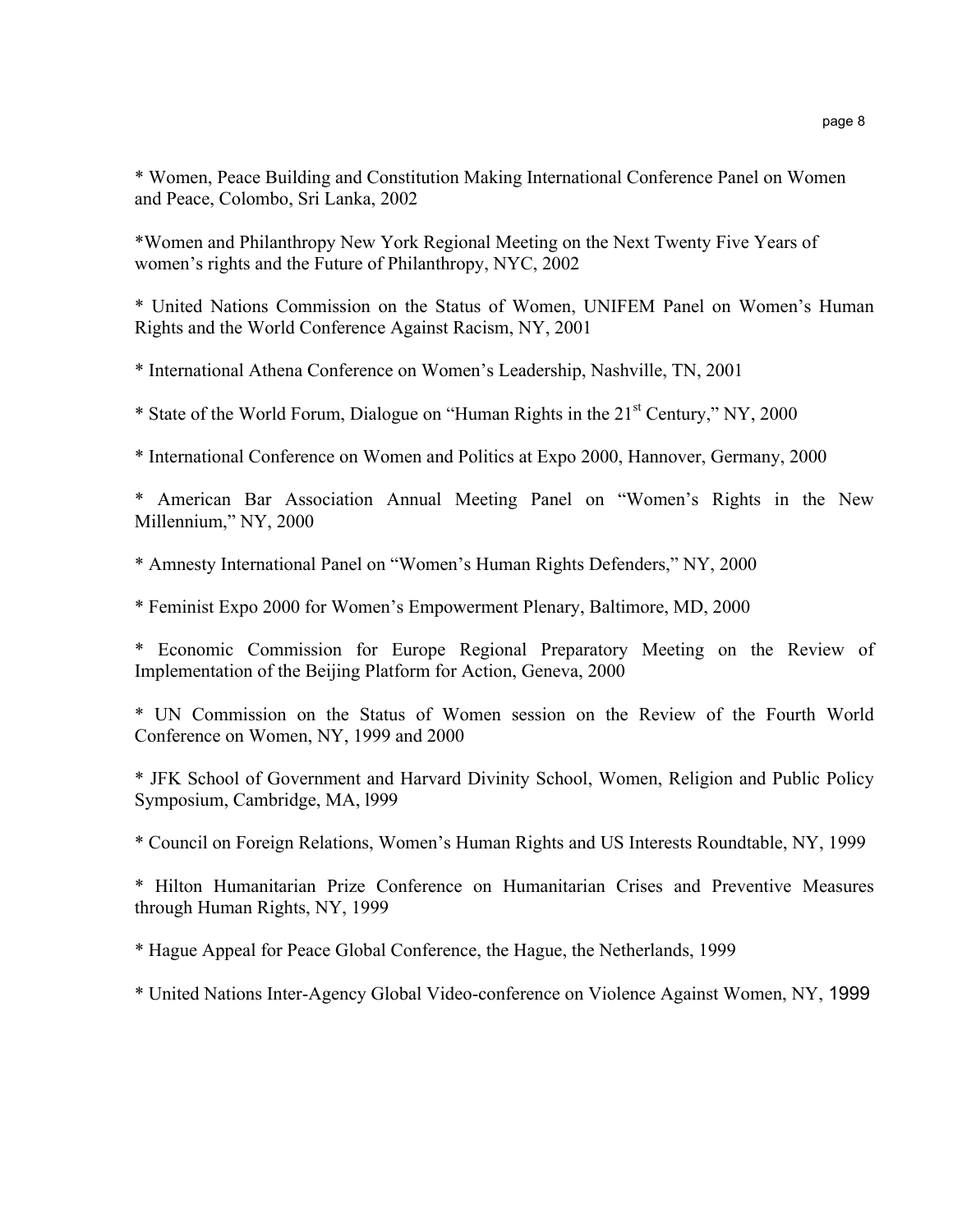* Women, Peace Building and Constitution Making International Conference Panel on Women and Peace, Colombo, Sri Lanka, 2002

*Women and Philanthropy New York Regional Meeting on the Next Twenty Five Years of women's rights and the Future of Philanthropy, NYC, 2002

* United Nations Commission on the Status of Women, UNIFEM Panel on Women's Human Rights and the World Conference Against Racism, NY, 2001

* International Athena Conference on Women's Leadership, Nashville, TN, 2001

* State of the World Forum, Dialogue on "Human Rights in the 21st Century," NY, 2000

* International Conference on Women and Politics at Expo 2000, Hannover, Germany, 2000

* American Bar Association Annual Meeting Panel on "Women's Rights in the New Millennium," NY, 2000

* Amnesty International Panel on "Women's Human Rights Defenders," NY, 2000

* Feminist Expo 2000 for Women's Empowerment Plenary, Baltimore, MD, 2000

* Economic Commission for Europe Regional Preparatory Meeting on the Review of Implementation of the Beijing Platform for Action, Geneva, 2000

* UN Commission on the Status of Women session on the Review of the Fourth World Conference on Women, NY, 1999 and 2000

* JFK School of Government and Harvard Divinity School, Women, Religion and Public Policy Symposium, Cambridge, MA, l999

* Council on Foreign Relations, Women's Human Rights and US Interests Roundtable, NY, 1999

* Hilton Humanitarian Prize Conference on Humanitarian Crises and Preventive Measures through Human Rights, NY, 1999

* Hague Appeal for Peace Global Conference, the Hague, the Netherlands, 1999

* United Nations Inter-Agency Global Video-conference on Violence Against Women, NY, 1999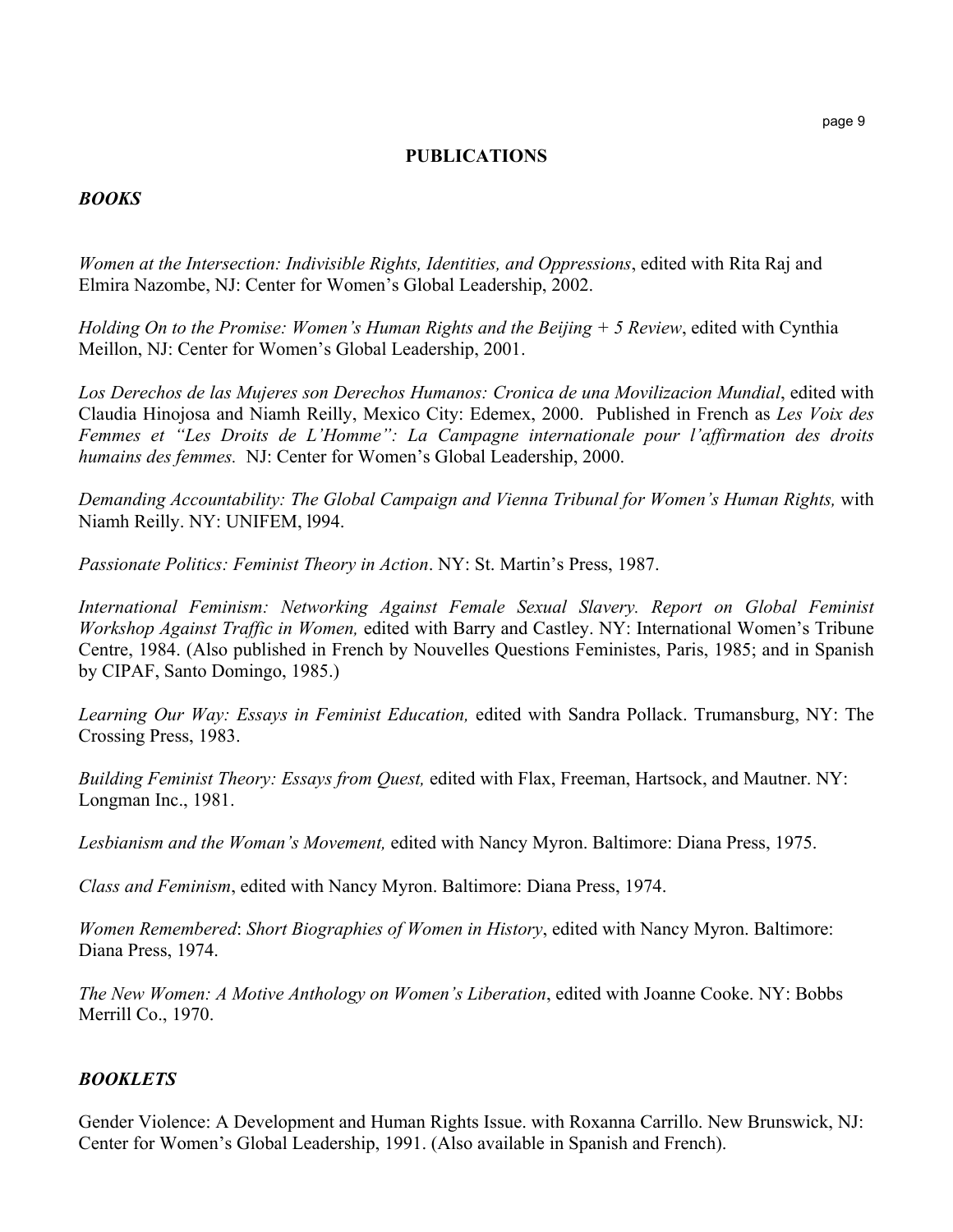## PUBLICATIONS

### *BOOKS*

*Women at the Intersection: Indivisible Rights, Identities, and Oppressions*, edited with Rita Raj and Elmira Nazombe, NJ: Center for Women's Global Leadership, 2002.

*Holding On to the Promise: Women's Human Rights and the Beijing + 5 Review*, edited with Cynthia Meillon, NJ: Center for Women's Global Leadership, 2001.

*Los Derechos de las Mujeres son Derechos Humanos: Cronica de una Movilizacion Mundial*, edited with Claudia Hinojosa and Niamh Reilly, Mexico City: Edemex, 2000. Published in French as *Les Voix des Femmes et "Les Droits de L'Homme": La Campagne internationale pour l'affirmation des droits humains des femmes.* NJ: Center for Women's Global Leadership, 2000.

*Demanding Accountability: The Global Campaign and Vienna Tribunal for Women's Human Rights,* with Niamh Reilly. NY: UNIFEM, l994.

*Passionate Politics: Feminist Theory in Action*. NY: St. Martin's Press, 1987.

*International Feminism: Networking Against Female Sexual Slavery. Report on Global Feminist Workshop Against Traffic in Women,* edited with Barry and Castley. NY: International Women's Tribune Centre, 1984. (Also published in French by Nouvelles Questions Feministes, Paris, 1985; and in Spanish by CIPAF, Santo Domingo, 1985.)

*Learning Our Way: Essays in Feminist Education,* edited with Sandra Pollack. Trumansburg, NY: The Crossing Press, 1983.

*Building Feminist Theory: Essays from Quest,* edited with Flax, Freeman, Hartsock, and Mautner. NY: Longman Inc., 1981.

*Lesbianism and the Woman's Movement,* edited with Nancy Myron. Baltimore: Diana Press, 1975.

*Class and Feminism*, edited with Nancy Myron. Baltimore: Diana Press, 1974.

*Women Remembered*: *Short Biographies of Women in History*, edited with Nancy Myron. Baltimore: Diana Press, 1974.

*The New Women: A Motive Anthology on Women's Liberation*, edited with Joanne Cooke. NY: Bobbs Merrill Co., 1970.

### *BOOKLETS*

Gender Violence: A Development and Human Rights Issue. with Roxanna Carrillo. New Brunswick, NJ: Center for Women's Global Leadership, 1991. (Also available in Spanish and French).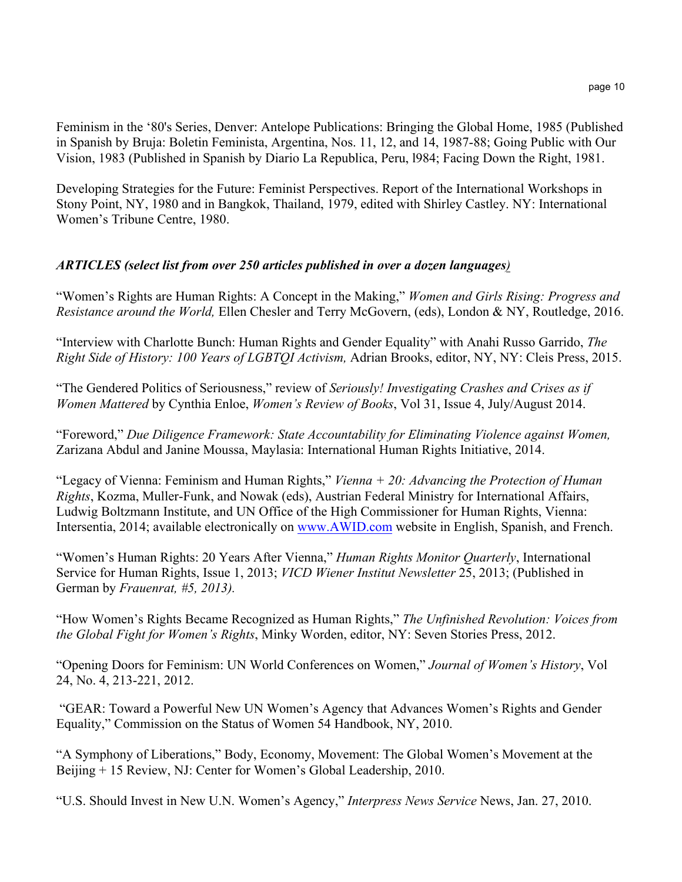Feminism in the '80's Series, Denver: Antelope Publications: Bringing the Global Home, 1985 (Published in Spanish by Bruja: Boletin Feminista, Argentina, Nos. 11, 12, and 14, 1987-88; Going Public with Our Vision, 1983 (Published in Spanish by Diario La Republica, Peru, l984; Facing Down the Right, 1981.

Developing Strategies for the Future: Feminist Perspectives. Report of the International Workshops in Stony Point, NY, 1980 and in Bangkok, Thailand, 1979, edited with Shirley Castley. NY: International Women's Tribune Centre, 1980.

### *ARTICLES (select list from over 250 articles published in over a dozen languages)*

"Women's Rights are Human Rights: A Concept in the Making," *Women and Girls Rising: Progress and Resistance around the World,* Ellen Chesler and Terry McGovern, (eds), London & NY, Routledge, 2016.

"Interview with Charlotte Bunch: Human Rights and Gender Equality" with Anahi Russo Garrido, *The Right Side of History: 100 Years of LGBTQI Activism,* Adrian Brooks, editor, NY, NY: Cleis Press, 2015.

"The Gendered Politics of Seriousness," review of *Seriously! Investigating Crashes and Crises as if Women Mattered* by Cynthia Enloe, *Women's Review of Books*, Vol 31, Issue 4, July/August 2014.

"Foreword," *Due Diligence Framework: State Accountability for Eliminating Violence against Women,* Zarizana Abdul and Janine Moussa, Maylasia: International Human Rights Initiative, 2014.

"Legacy of Vienna: Feminism and Human Rights," *Vienna + 20: Advancing the Protection of Human Rights*, Kozma, Muller-Funk, and Nowak (eds), Austrian Federal Ministry for International Affairs, Ludwig Boltzmann Institute, and UN Office of the High Commissioner for Human Rights, Vienna: Intersentia, 2014; available electronically on www.AWID.com website in English, Spanish, and French.

"Women's Human Rights: 20 Years After Vienna," *Human Rights Monitor Quarterly*, International Service for Human Rights, Issue 1, 2013; *VICD Wiener Institut Newsletter* 25, 2013; (Published in German by *Frauenrat, #5, 2013).*

"How Women's Rights Became Recognized as Human Rights," *The Unfinished Revolution: Voices from the Global Fight for Women's Rights*, Minky Worden, editor, NY: Seven Stories Press, 2012.

"Opening Doors for Feminism: UN World Conferences on Women," *Journal of Women's History*, Vol 24, No. 4, 213-221, 2012.

"GEAR: Toward a Powerful New UN Women's Agency that Advances Women's Rights and Gender Equality," Commission on the Status of Women 54 Handbook, NY, 2010.

"A Symphony of Liberations," Body, Economy, Movement: The Global Women's Movement at the Beijing + 15 Review, NJ: Center for Women's Global Leadership, 2010.

"U.S. Should Invest in New U.N. Women's Agency," *Interpress News Service* News, Jan. 27, 2010.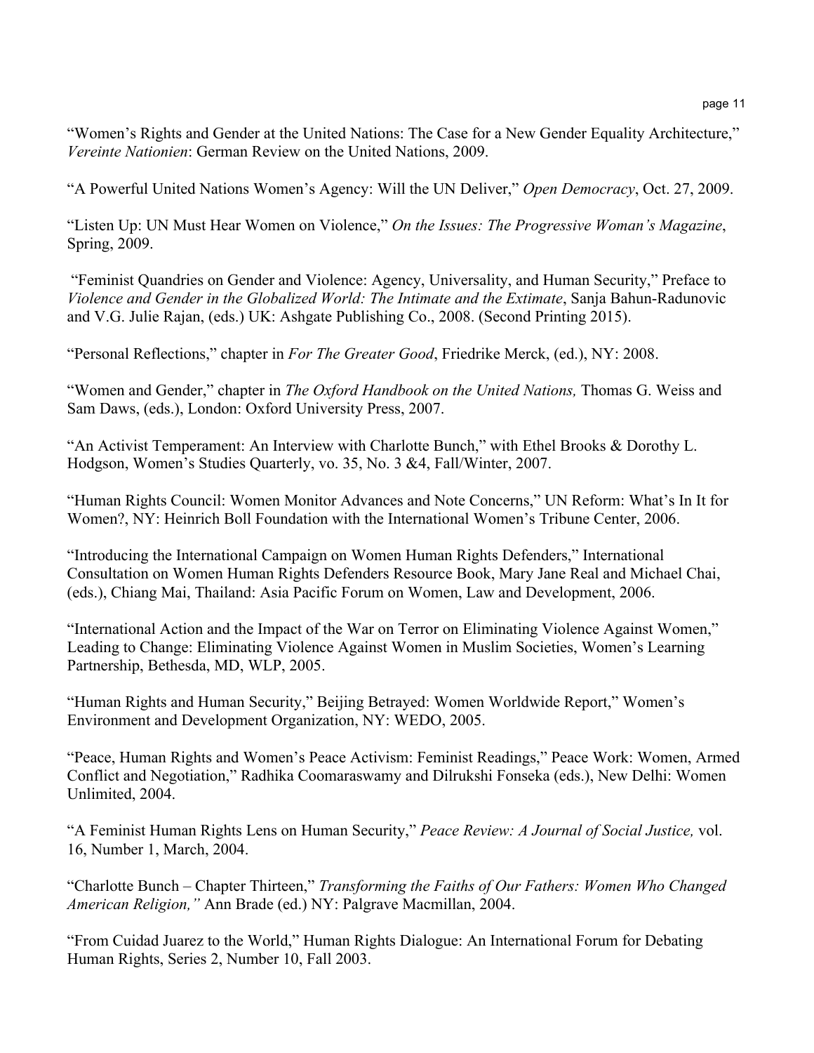“Women’s Rights and Gender at the United Nations: The Case for a New Gender Equality Architecture,” *Vereinte Nationien*: German Review on the United Nations, 2009.

“A Powerful United Nations Women’s Agency: Will the UN Deliver,” *Open Democracy*, Oct. 27, 2009.

“Listen Up: UN Must Hear Women on Violence,” *On the Issues: The Progressive Woman’s Magazine*, Spring, 2009.

“Feminist Quandries on Gender and Violence: Agency, Universality, and Human Security,” Preface to *Violence and Gender in the Globalized World: The Intimate and the Extimate*, Sanja Bahun-Radunovic and V.G. Julie Rajan, (eds.) UK: Ashgate Publishing Co., 2008. (Second Printing 2015).

“Personal Reflections,” chapter in *For The Greater Good*, Friedrike Merck, (ed.), NY: 2008.

“Women and Gender,” chapter in *The Oxford Handbook on the United Nations,* Thomas G. Weiss and Sam Daws, (eds.), London: Oxford University Press, 2007.

“An Activist Temperament: An Interview with Charlotte Bunch,” with Ethel Brooks & Dorothy L. Hodgson, Women’s Studies Quarterly, vo. 35, No. 3 &4, Fall/Winter, 2007.

“Human Rights Council: Women Monitor Advances and Note Concerns,” UN Reform: What’s In It for Women?, NY: Heinrich Boll Foundation with the International Women’s Tribune Center, 2006.

“Introducing the International Campaign on Women Human Rights Defenders,” International Consultation on Women Human Rights Defenders Resource Book, Mary Jane Real and Michael Chai, (eds.), Chiang Mai, Thailand: Asia Pacific Forum on Women, Law and Development, 2006.

“International Action and the Impact of the War on Terror on Eliminating Violence Against Women,” Leading to Change: Eliminating Violence Against Women in Muslim Societies, Women’s Learning Partnership, Bethesda, MD, WLP, 2005.

“Human Rights and Human Security,” Beijing Betrayed: Women Worldwide Report,” Women’s Environment and Development Organization, NY: WEDO, 2005.

“Peace, Human Rights and Women’s Peace Activism: Feminist Readings,” Peace Work: Women, Armed Conflict and Negotiation,” Radhika Coomaraswamy and Dilrukshi Fonseka (eds.), New Delhi: Women Unlimited, 2004.

“A Feminist Human Rights Lens on Human Security,” *Peace Review: A Journal of Social Justice,* vol. 16, Number 1, March, 2004.

“Charlotte Bunch – Chapter Thirteen,” *Transforming the Faiths of Our Fathers: Women Who Changed American Religion,”* Ann Brade (ed.) NY: Palgrave Macmillan, 2004.

“From Cuidad Juarez to the World,” Human Rights Dialogue: An International Forum for Debating Human Rights, Series 2, Number 10, Fall 2003.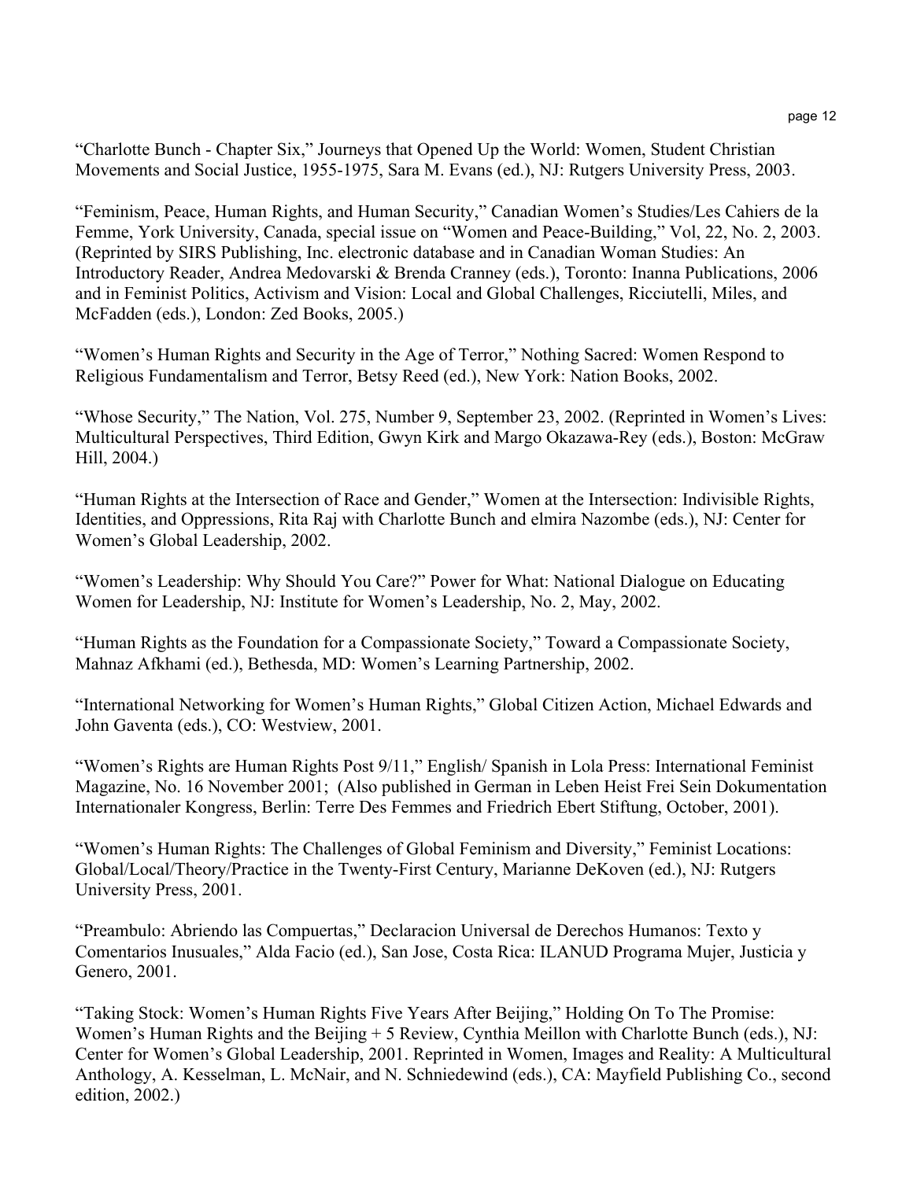“Charlotte Bunch - Chapter Six,” Journeys that Opened Up the World: Women, Student Christian Movements and Social Justice, 1955-1975, Sara M. Evans (ed.), NJ: Rutgers University Press, 2003.

“Feminism, Peace, Human Rights, and Human Security,” Canadian Women’s Studies/Les Cahiers de la Femme, York University, Canada, special issue on “Women and Peace-Building,” Vol, 22, No. 2, 2003. (Reprinted by SIRS Publishing, Inc. electronic database and in Canadian Woman Studies: An Introductory Reader, Andrea Medovarski & Brenda Cranney (eds.), Toronto: Inanna Publications, 2006 and in Feminist Politics, Activism and Vision: Local and Global Challenges, Ricciutelli, Miles, and McFadden (eds.), London: Zed Books, 2005.)

“Women’s Human Rights and Security in the Age of Terror,” Nothing Sacred: Women Respond to Religious Fundamentalism and Terror, Betsy Reed (ed.), New York: Nation Books, 2002.

“Whose Security,” The Nation, Vol. 275, Number 9, September 23, 2002. (Reprinted in Women’s Lives: Multicultural Perspectives, Third Edition, Gwyn Kirk and Margo Okazawa-Rey (eds.), Boston: McGraw Hill, 2004.)

“Human Rights at the Intersection of Race and Gender,” Women at the Intersection: Indivisible Rights, Identities, and Oppressions, Rita Raj with Charlotte Bunch and elmira Nazombe (eds.), NJ: Center for Women’s Global Leadership, 2002.

“Women’s Leadership: Why Should You Care?” Power for What: National Dialogue on Educating Women for Leadership, NJ: Institute for Women’s Leadership, No. 2, May, 2002.

“Human Rights as the Foundation for a Compassionate Society,” Toward a Compassionate Society, Mahnaz Afkhami (ed.), Bethesda, MD: Women’s Learning Partnership, 2002.

“International Networking for Women’s Human Rights,” Global Citizen Action, Michael Edwards and John Gaventa (eds.), CO: Westview, 2001.

“Women’s Rights are Human Rights Post 9/11,” English/ Spanish in Lola Press: International Feminist Magazine, No. 16 November 2001; (Also published in German in Leben Heist Frei Sein Dokumentation Internationaler Kongress, Berlin: Terre Des Femmes and Friedrich Ebert Stiftung, October, 2001).

“Women’s Human Rights: The Challenges of Global Feminism and Diversity,” Feminist Locations: Global/Local/Theory/Practice in the Twenty-First Century, Marianne DeKoven (ed.), NJ: Rutgers University Press, 2001.

“Preambulo: Abriendo las Compuertas,” Declaracion Universal de Derechos Humanos: Texto y Comentarios Inusuales,” Alda Facio (ed.), San Jose, Costa Rica: ILANUD Programa Mujer, Justicia y Genero, 2001.

“Taking Stock: Women’s Human Rights Five Years After Beijing,” Holding On To The Promise: Women’s Human Rights and the Beijing + 5 Review, Cynthia Meillon with Charlotte Bunch (eds.), NJ: Center for Women’s Global Leadership, 2001. Reprinted in Women, Images and Reality: A Multicultural Anthology, A. Kesselman, L. McNair, and N. Schniedewind (eds.), CA: Mayfield Publishing Co., second edition, 2002.)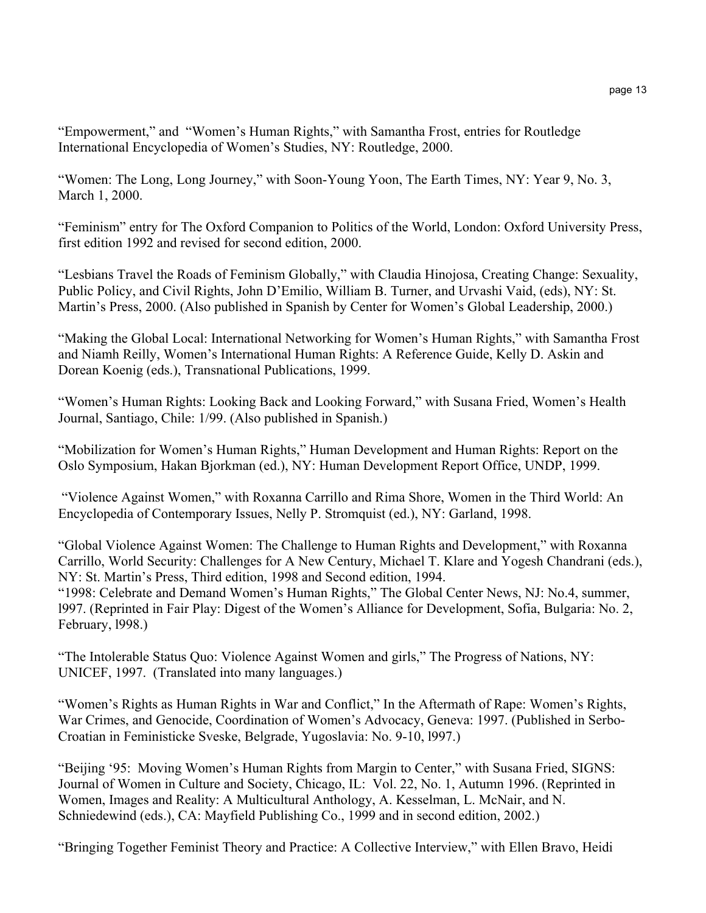“Empowerment,” and “Women’s Human Rights,” with Samantha Frost, entries for Routledge International Encyclopedia of Women’s Studies, NY: Routledge, 2000.

“Women: The Long, Long Journey,” with Soon-Young Yoon, The Earth Times, NY: Year 9, No. 3, March 1, 2000.

“Feminism” entry for The Oxford Companion to Politics of the World, London: Oxford University Press, first edition 1992 and revised for second edition, 2000.

“Lesbians Travel the Roads of Feminism Globally,” with Claudia Hinojosa, Creating Change: Sexuality, Public Policy, and Civil Rights, John D’Emilio, William B. Turner, and Urvashi Vaid, (eds), NY: St. Martin’s Press, 2000. (Also published in Spanish by Center for Women’s Global Leadership, 2000.)

“Making the Global Local: International Networking for Women’s Human Rights,” with Samantha Frost and Niamh Reilly, Women’s International Human Rights: A Reference Guide, Kelly D. Askin and Dorean Koenig (eds.), Transnational Publications, 1999.

“Women’s Human Rights: Looking Back and Looking Forward,” with Susana Fried, Women’s Health Journal, Santiago, Chile: 1/99. (Also published in Spanish.)

“Mobilization for Women’s Human Rights,” Human Development and Human Rights: Report on the Oslo Symposium, Hakan Bjorkman (ed.), NY: Human Development Report Office, UNDP, 1999.

“Violence Against Women,” with Roxanna Carrillo and Rima Shore, Women in the Third World: An Encyclopedia of Contemporary Issues, Nelly P. Stromquist (ed.), NY: Garland, 1998.

“Global Violence Against Women: The Challenge to Human Rights and Development,” with Roxanna Carrillo, World Security: Challenges for A New Century, Michael T. Klare and Yogesh Chandrani (eds.), NY: St. Martin’s Press, Third edition, 1998 and Second edition, 1994.

“1998: Celebrate and Demand Women’s Human Rights,” The Global Center News, NJ: No.4, summer, l997. (Reprinted in Fair Play: Digest of the Women’s Alliance for Development, Sofia, Bulgaria: No. 2, February, l998.)

“The Intolerable Status Quo: Violence Against Women and girls,” The Progress of Nations, NY: UNICEF, 1997. (Translated into many languages.)

“Women’s Rights as Human Rights in War and Conflict,” In the Aftermath of Rape: Women’s Rights, War Crimes, and Genocide, Coordination of Women’s Advocacy, Geneva: 1997. (Published in Serbo-Croatian in Feministicke Sveske, Belgrade, Yugoslavia: No. 9-10, l997.)

“Beijing ‘95: Moving Women’s Human Rights from Margin to Center,” with Susana Fried, SIGNS: Journal of Women in Culture and Society, Chicago, IL: Vol. 22, No. 1, Autumn 1996. (Reprinted in Women, Images and Reality: A Multicultural Anthology, A. Kesselman, L. McNair, and N. Schniedewind (eds.), CA: Mayfield Publishing Co., 1999 and in second edition, 2002.)

“Bringing Together Feminist Theory and Practice: A Collective Interview,” with Ellen Bravo, Heidi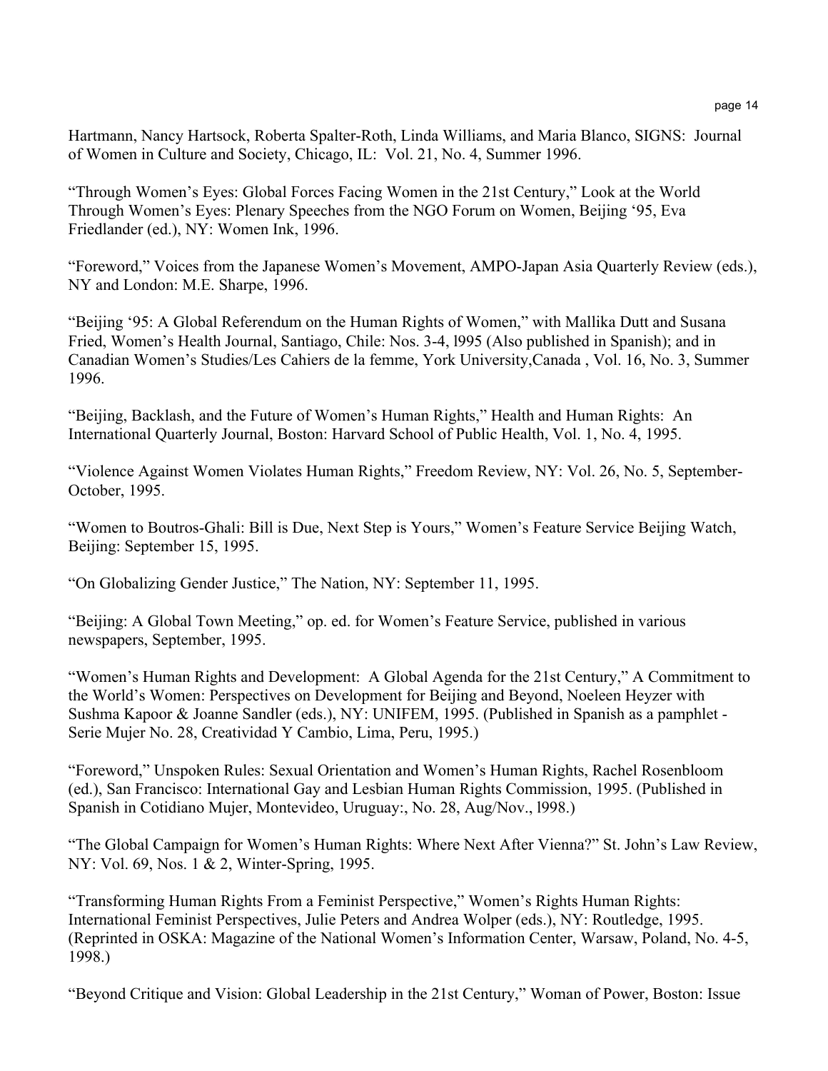Hartmann, Nancy Hartsock, Roberta Spalter-Roth, Linda Williams, and Maria Blanco, SIGNS: Journal of Women in Culture and Society, Chicago, IL: Vol. 21, No. 4, Summer 1996.

"Through Women's Eyes: Global Forces Facing Women in the 21st Century," Look at the World Through Women's Eyes: Plenary Speeches from the NGO Forum on Women, Beijing '95, Eva Friedlander (ed.), NY: Women Ink, 1996.

"Foreword," Voices from the Japanese Women's Movement, AMPO-Japan Asia Quarterly Review (eds.), NY and London: M.E. Sharpe, 1996.

"Beijing '95: A Global Referendum on the Human Rights of Women," with Mallika Dutt and Susana Fried, Women's Health Journal, Santiago, Chile: Nos. 3-4, l995 (Also published in Spanish); and in Canadian Women's Studies/Les Cahiers de la femme, York University,Canada , Vol. 16, No. 3, Summer 1996.

"Beijing, Backlash, and the Future of Women's Human Rights," Health and Human Rights: An International Quarterly Journal, Boston: Harvard School of Public Health, Vol. 1, No. 4, 1995.

"Violence Against Women Violates Human Rights," Freedom Review, NY: Vol. 26, No. 5, September-October, 1995.

"Women to Boutros-Ghali: Bill is Due, Next Step is Yours," Women's Feature Service Beijing Watch, Beijing: September 15, 1995.

"On Globalizing Gender Justice," The Nation, NY: September 11, 1995.

"Beijing: A Global Town Meeting," op. ed. for Women's Feature Service, published in various newspapers, September, 1995.

"Women's Human Rights and Development: A Global Agenda for the 21st Century," A Commitment to the World's Women: Perspectives on Development for Beijing and Beyond, Noeleen Heyzer with Sushma Kapoor & Joanne Sandler (eds.), NY: UNIFEM, 1995. (Published in Spanish as a pamphlet - Serie Mujer No. 28, Creatividad Y Cambio, Lima, Peru, 1995.)

"Foreword," Unspoken Rules: Sexual Orientation and Women's Human Rights, Rachel Rosenbloom (ed.), San Francisco: International Gay and Lesbian Human Rights Commission, 1995. (Published in Spanish in Cotidiano Mujer, Montevideo, Uruguay:, No. 28, Aug/Nov., l998.)

"The Global Campaign for Women's Human Rights: Where Next After Vienna?" St. John's Law Review, NY: Vol. 69, Nos. 1 & 2, Winter-Spring, 1995.

"Transforming Human Rights From a Feminist Perspective," Women's Rights Human Rights: International Feminist Perspectives, Julie Peters and Andrea Wolper (eds.), NY: Routledge, 1995. (Reprinted in OSKA: Magazine of the National Women's Information Center, Warsaw, Poland, No. 4-5, 1998.)

"Beyond Critique and Vision: Global Leadership in the 21st Century," Woman of Power, Boston: Issue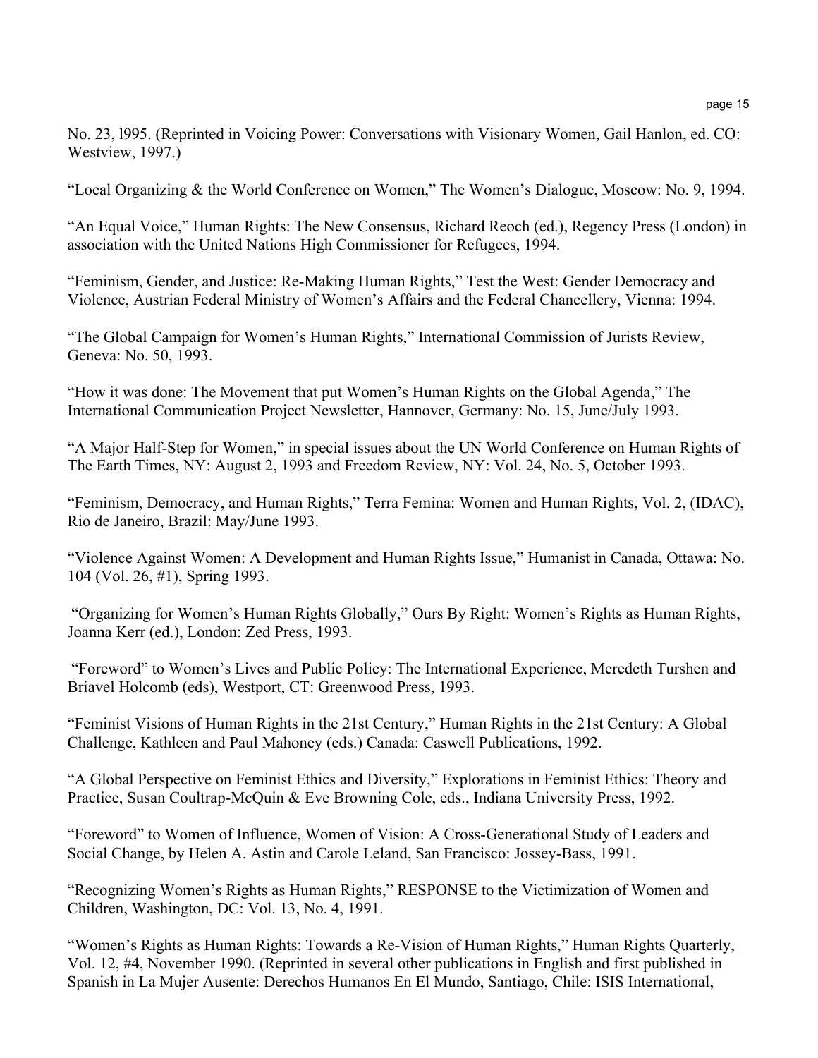No. 23, l995. (Reprinted in Voicing Power: Conversations with Visionary Women, Gail Hanlon, ed. CO: Westview, 1997.)

"Local Organizing & the World Conference on Women," The Women's Dialogue, Moscow: No. 9, 1994.

"An Equal Voice," Human Rights: The New Consensus, Richard Reoch (ed.), Regency Press (London) in association with the United Nations High Commissioner for Refugees, 1994.

"Feminism, Gender, and Justice: Re-Making Human Rights," Test the West: Gender Democracy and Violence, Austrian Federal Ministry of Women's Affairs and the Federal Chancellery, Vienna: 1994.

"The Global Campaign for Women's Human Rights," International Commission of Jurists Review, Geneva: No. 50, 1993.

"How it was done: The Movement that put Women's Human Rights on the Global Agenda," The International Communication Project Newsletter, Hannover, Germany: No. 15, June/July 1993.

"A Major Half-Step for Women," in special issues about the UN World Conference on Human Rights of The Earth Times, NY: August 2, 1993 and Freedom Review, NY: Vol. 24, No. 5, October 1993.

"Feminism, Democracy, and Human Rights," Terra Femina: Women and Human Rights, Vol. 2, (IDAC), Rio de Janeiro, Brazil: May/June 1993.

"Violence Against Women: A Development and Human Rights Issue," Humanist in Canada, Ottawa: No. 104 (Vol. 26, #1), Spring 1993.

"Organizing for Women's Human Rights Globally," Ours By Right: Women's Rights as Human Rights, Joanna Kerr (ed.), London: Zed Press, 1993.

"Foreword" to Women's Lives and Public Policy: The International Experience, Meredeth Turshen and Briavel Holcomb (eds), Westport, CT: Greenwood Press, 1993.

"Feminist Visions of Human Rights in the 21st Century," Human Rights in the 21st Century: A Global Challenge, Kathleen and Paul Mahoney (eds.) Canada: Caswell Publications, 1992.

"A Global Perspective on Feminist Ethics and Diversity," Explorations in Feminist Ethics: Theory and Practice, Susan Coultrap-McQuin & Eve Browning Cole, eds., Indiana University Press, 1992.

"Foreword" to Women of Influence, Women of Vision: A Cross-Generational Study of Leaders and Social Change, by Helen A. Astin and Carole Leland, San Francisco: Jossey-Bass, 1991.

"Recognizing Women's Rights as Human Rights," RESPONSE to the Victimization of Women and Children, Washington, DC: Vol. 13, No. 4, 1991.

"Women's Rights as Human Rights: Towards a Re-Vision of Human Rights," Human Rights Quarterly, Vol. 12, #4, November 1990. (Reprinted in several other publications in English and first published in Spanish in La Mujer Ausente: Derechos Humanos En El Mundo, Santiago, Chile: ISIS International,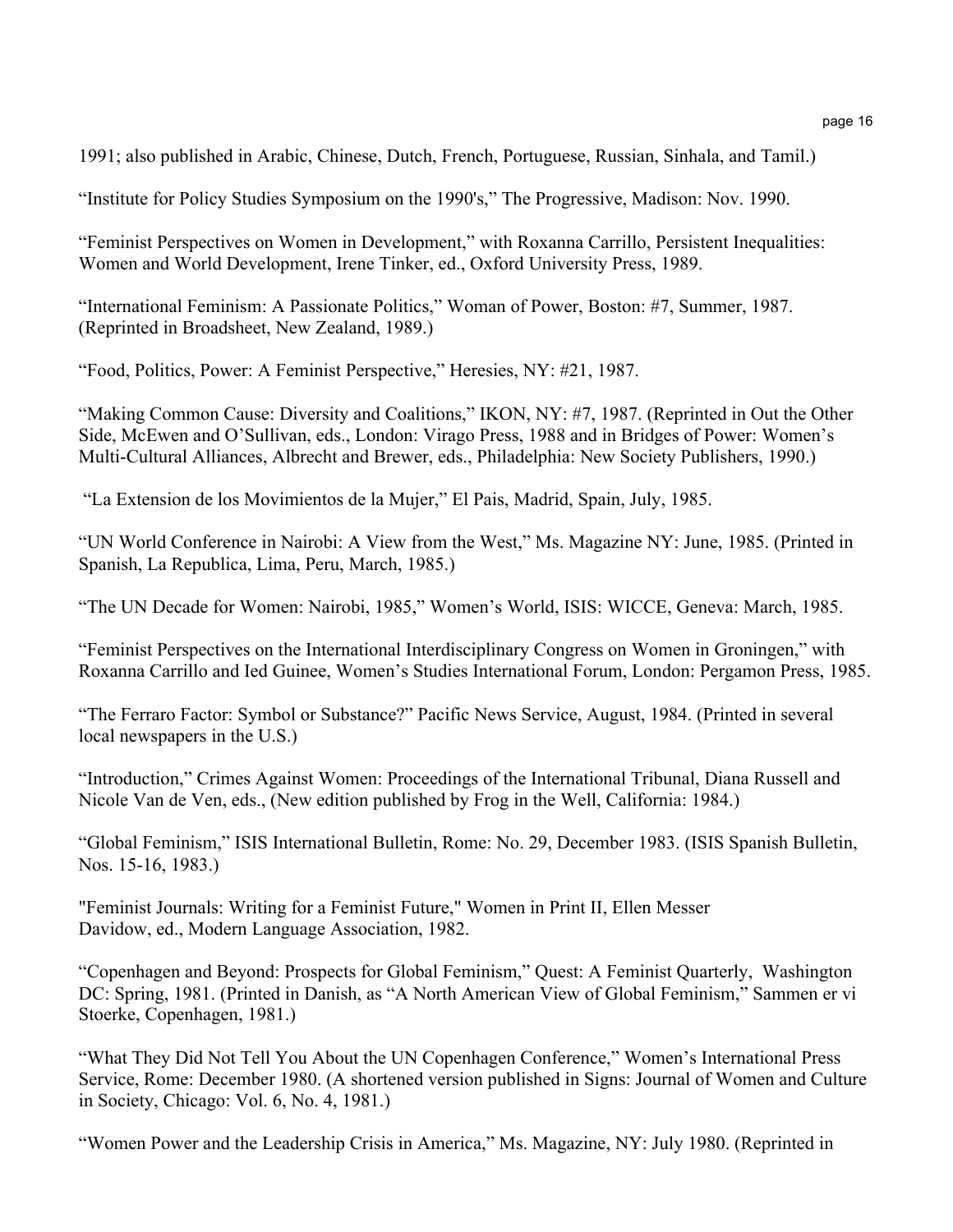1991; also published in Arabic, Chinese, Dutch, French, Portuguese, Russian, Sinhala, and Tamil.)

“Institute for Policy Studies Symposium on the 1990's,” The Progressive, Madison: Nov. 1990.

“Feminist Perspectives on Women in Development,” with Roxanna Carrillo, Persistent Inequalities: Women and World Development, Irene Tinker, ed., Oxford University Press, 1989.

“International Feminism: A Passionate Politics,” Woman of Power, Boston: #7, Summer, 1987. (Reprinted in Broadsheet, New Zealand, 1989.)

“Food, Politics, Power: A Feminist Perspective,” Heresies, NY: #21, 1987.

“Making Common Cause: Diversity and Coalitions,” IKON, NY: #7, 1987. (Reprinted in Out the Other Side, McEwen and O’Sullivan, eds., London: Virago Press, 1988 and in Bridges of Power: Women’s Multi-Cultural Alliances, Albrecht and Brewer, eds., Philadelphia: New Society Publishers, 1990.)

“La Extension de los Movimientos de la Mujer,” El Pais, Madrid, Spain, July, 1985.

“UN World Conference in Nairobi: A View from the West,” Ms. Magazine NY: June, 1985. (Printed in Spanish, La Republica, Lima, Peru, March, 1985.)

“The UN Decade for Women: Nairobi, 1985,” Women’s World, ISIS: WICCE, Geneva: March, 1985.

“Feminist Perspectives on the International Interdisciplinary Congress on Women in Groningen,” with Roxanna Carrillo and Ied Guinee, Women’s Studies International Forum, London: Pergamon Press, 1985.

“The Ferraro Factor: Symbol or Substance?” Pacific News Service, August, 1984. (Printed in several local newspapers in the U.S.)

“Introduction,” Crimes Against Women: Proceedings of the International Tribunal, Diana Russell and Nicole Van de Ven, eds., (New edition published by Frog in the Well, California: 1984.)

“Global Feminism,” ISIS International Bulletin, Rome: No. 29, December 1983. (ISIS Spanish Bulletin, Nos. 15-16, 1983.)

"Feminist Journals: Writing for a Feminist Future," Women in Print II, Ellen Messer Davidow, ed., Modern Language Association, 1982.

“Copenhagen and Beyond: Prospects for Global Feminism,” Quest: A Feminist Quarterly, Washington DC: Spring, 1981. (Printed in Danish, as “A North American View of Global Feminism,” Sammen er vi Stoerke, Copenhagen, 1981.)

“What They Did Not Tell You About the UN Copenhagen Conference,” Women’s International Press Service, Rome: December 1980. (A shortened version published in Signs: Journal of Women and Culture in Society, Chicago: Vol. 6, No. 4, 1981.)

“Women Power and the Leadership Crisis in America,” Ms. Magazine, NY: July 1980. (Reprinted in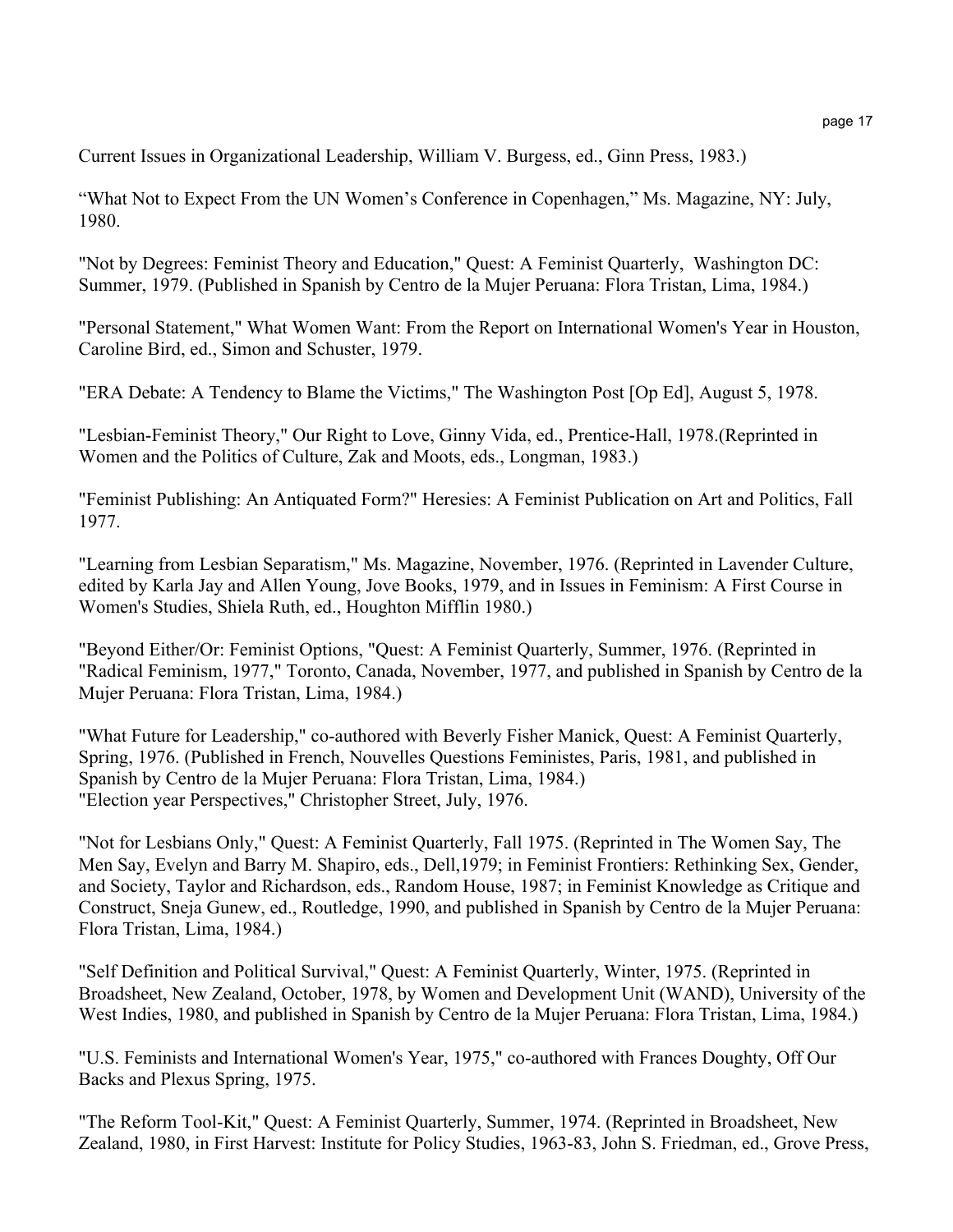Current Issues in Organizational Leadership, William V. Burgess, ed., Ginn Press, 1983.)

“What Not to Expect From the UN Women’s Conference in Copenhagen,” Ms. Magazine, NY: July, 1980.

"Not by Degrees: Feminist Theory and Education," Quest: A Feminist Quarterly,  Washington DC: Summer, 1979. (Published in Spanish by Centro de la Mujer Peruana: Flora Tristan, Lima, 1984.)

"Personal Statement," What Women Want: From the Report on International Women's Year in Houston, Caroline Bird, ed., Simon and Schuster, 1979.

"ERA Debate: A Tendency to Blame the Victims," The Washington Post [Op Ed], August 5, 1978.

"Lesbian-Feminist Theory," Our Right to Love, Ginny Vida, ed., Prentice-Hall, 1978.(Reprinted in Women and the Politics of Culture, Zak and Moots, eds., Longman, 1983.)

"Feminist Publishing: An Antiquated Form?" Heresies: A Feminist Publication on Art and Politics, Fall 1977.

"Learning from Lesbian Separatism," Ms. Magazine, November, 1976. (Reprinted in Lavender Culture, edited by Karla Jay and Allen Young, Jove Books, 1979, and in Issues in Feminism: A First Course in Women's Studies, Shiela Ruth, ed., Houghton Mifflin 1980.)

"Beyond Either/Or: Feminist Options, "Quest: A Feminist Quarterly, Summer, 1976. (Reprinted in "Radical Feminism, 1977," Toronto, Canada, November, 1977, and published in Spanish by Centro de la Mujer Peruana: Flora Tristan, Lima, 1984.)

"What Future for Leadership," co-authored with Beverly Fisher Manick, Quest: A Feminist Quarterly, Spring, 1976. (Published in French, Nouvelles Questions Feministes, Paris, 1981, and published in Spanish by Centro de la Mujer Peruana: Flora Tristan, Lima, 1984.)
"Election year Perspectives," Christopher Street, July, 1976.

"Not for Lesbians Only," Quest: A Feminist Quarterly, Fall 1975. (Reprinted in The Women Say, The Men Say, Evelyn and Barry M. Shapiro, eds., Dell,1979; in Feminist Frontiers: Rethinking Sex, Gender, and Society, Taylor and Richardson, eds., Random House, 1987; in Feminist Knowledge as Critique and Construct, Sneja Gunew, ed., Routledge, 1990, and published in Spanish by Centro de la Mujer Peruana: Flora Tristan, Lima, 1984.)

"Self Definition and Political Survival," Quest: A Feminist Quarterly, Winter, 1975. (Reprinted in Broadsheet, New Zealand, October, 1978, by Women and Development Unit (WAND), University of the West Indies, 1980, and published in Spanish by Centro de la Mujer Peruana: Flora Tristan, Lima, 1984.)

"U.S. Feminists and International Women's Year, 1975," co-authored with Frances Doughty, Off Our Backs and Plexus Spring, 1975.

"The Reform Tool-Kit," Quest: A Feminist Quarterly, Summer, 1974. (Reprinted in Broadsheet, New Zealand, 1980, in First Harvest: Institute for Policy Studies, 1963-83, John S. Friedman, ed., Grove Press,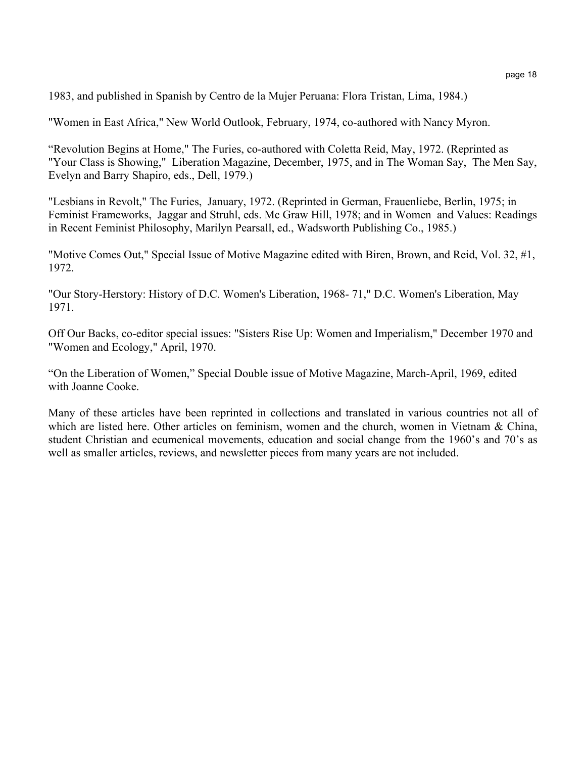1983, and published in Spanish by Centro de la Mujer Peruana: Flora Tristan, Lima, 1984.)

"Women in East Africa," New World Outlook, February, 1974, co-authored with Nancy Myron.

“Revolution Begins at Home," The Furies, co-authored with Coletta Reid, May, 1972. (Reprinted as "Your Class is Showing," Liberation Magazine, December, 1975, and in The Woman Say, The Men Say, Evelyn and Barry Shapiro, eds., Dell, 1979.)

"Lesbians in Revolt," The Furies, January, 1972. (Reprinted in German, Frauenliebe, Berlin, 1975; in Feminist Frameworks, Jaggar and Struhl, eds. Mc Graw Hill, 1978; and in Women and Values: Readings in Recent Feminist Philosophy, Marilyn Pearsall, ed., Wadsworth Publishing Co., 1985.)

"Motive Comes Out," Special Issue of Motive Magazine edited with Biren, Brown, and Reid, Vol. 32, #1, 1972.

"Our Story-Herstory: History of D.C. Women's Liberation, 1968- 71," D.C. Women's Liberation, May 1971.

Off Our Backs, co-editor special issues: "Sisters Rise Up: Women and Imperialism," December 1970 and "Women and Ecology," April, 1970.

“On the Liberation of Women,” Special Double issue of Motive Magazine, March-April, 1969, edited with Joanne Cooke.

Many of these articles have been reprinted in collections and translated in various countries not all of which are listed here. Other articles on feminism, women and the church, women in Vietnam & China, student Christian and ecumenical movements, education and social change from the 1960’s and 70’s as well as smaller articles, reviews, and newsletter pieces from many years are not included.